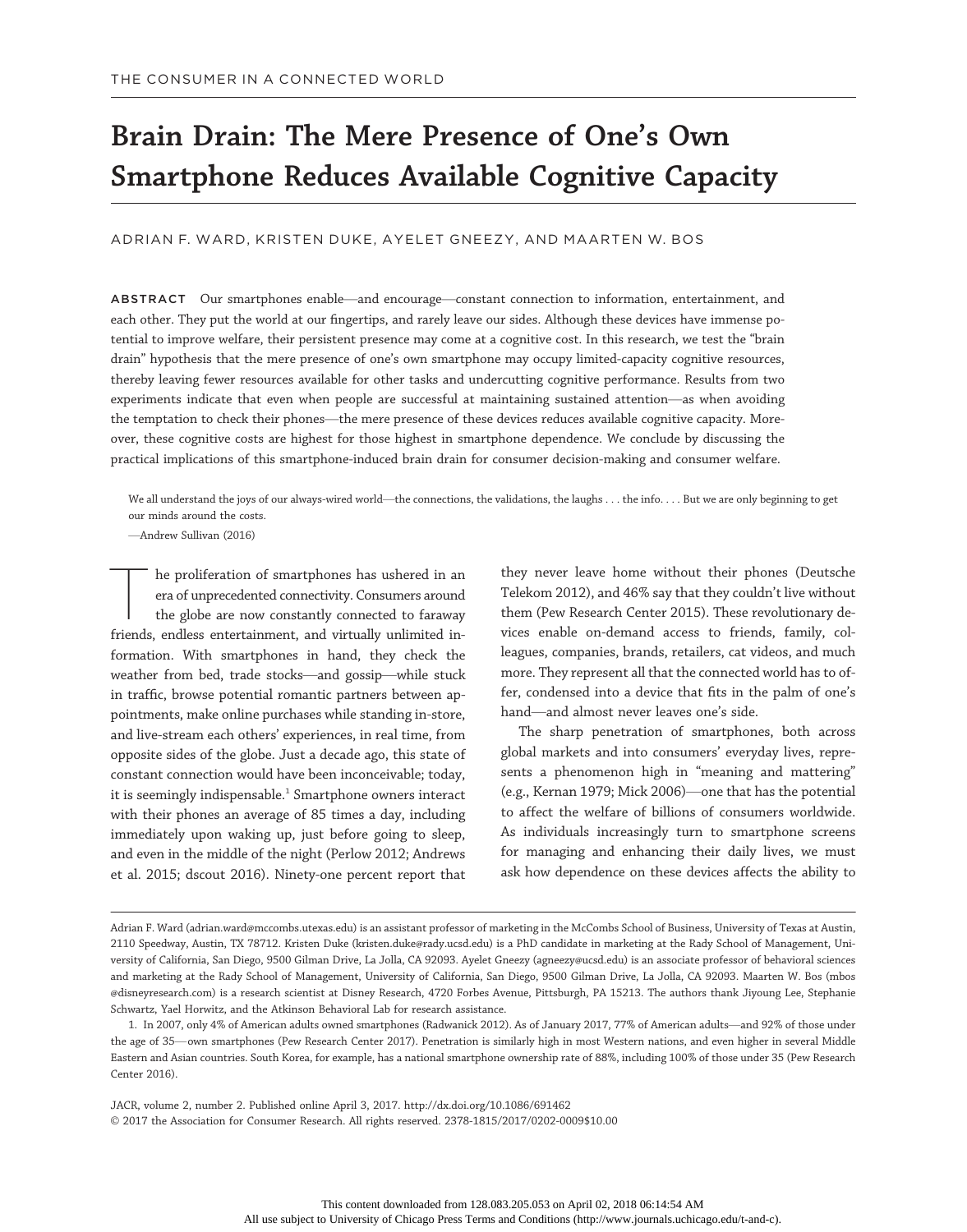THE CONSUMER IN A CONNECTED WORLD

# Brain Drain: The Mere Presence of One's Own Smartphone Reduces Available Cognitive Capacity

ADRIAN F. WARD, KRISTEN DUKE, AYELET GNEEZY, AND MAARTEN W. BOS

**ABSTRACT** Our smartphones enable—and encourage—constant connection to information, entertainment, and each other. They put the world at our fingertips, and rarely leave our sides. Although these devices have immense potential to improve welfare, their persistent presence may come at a cognitive cost. In this research, we test the "brain drain" hypothesis that the mere presence of one's own smartphone may occupy limited-capacity cognitive resources, thereby leaving fewer resources available for other tasks and undercutting cognitive performance. Results from two experiments indicate that even when people are successful at maintaining sustained attention—as when avoiding the temptation to check their phones—the mere presence of these devices reduces available cognitive capacity. Moreover, these cognitive costs are highest for those highest in smartphone dependence. We conclude by discussing the practical implications of this smartphone-induced brain drain for consumer decision-making and consumer welfare.

> We all understand the joys of our always-wired world—the connections, the validations, the laughs . . . the info. . . . But we are only beginning to get our minds around the costs.
>
> —Andrew Sullivan (2016)

The proliferation of smartphones has ushered in an era of unprecedented connectivity. Consumers around the globe are now constantly connected to faraway friends, endless entertainment, and virtually unlimited information. With smartphones in hand, they check the weather from bed, trade stocks—and gossip—while stuck in traffic, browse potential romantic partners between appointments, make online purchases while standing in-store, and live-stream each others' experiences, in real time, from opposite sides of the globe. Just a decade ago, this state of constant connection would have been inconceivable; today, it is seemingly indispensable.[1] Smartphone owners interact with their phones an average of 85 times a day, including immediately upon waking up, just before going to sleep, and even in the middle of the night (Perlow 2012; Andrews et al. 2015; dscout 2016). Ninety-one percent report that they never leave home without their phones (Deutsche Telekom 2012), and 46% say that they couldn't live without them (Pew Research Center 2015). These revolutionary devices enable on-demand access to friends, family, colleagues, companies, brands, retailers, cat videos, and much more. They represent all that the connected world has to offer, condensed into a device that fits in the palm of one's hand—and almost never leaves one's side.

The sharp penetration of smartphones, both across global markets and into consumers' everyday lives, represents a phenomenon high in "meaning and mattering" (e.g., Kernan 1979; Mick 2006)—one that has the potential to affect the welfare of billions of consumers worldwide. As individuals increasingly turn to smartphone screens for managing and enhancing their daily lives, we must ask how dependence on these devices affects the ability to

---

Adrian F. Ward (adrian.ward@mccombs.utexas.edu) is an assistant professor of marketing in the McCombs School of Business, University of Texas at Austin, 2110 Speedway, Austin, TX 78712. Kristen Duke (kristen.duke@rady.ucsd.edu) is a PhD candidate in marketing at the Rady School of Management, University of California, San Diego, 9500 Gilman Drive, La Jolla, CA 92093. Ayelet Gneezy (agneezy@ucsd.edu) is an associate professor of behavioral sciences and marketing at the Rady School of Management, University of California, San Diego, 9500 Gilman Drive, La Jolla, CA 92093. Maarten W. Bos (mbos @disneyresearch.com) is a research scientist at Disney Research, 4720 Forbes Avenue, Pittsburgh, PA 15213. The authors thank Jiyoung Lee, Stephanie Schwartz, Yael Horwitz, and the Atkinson Behavioral Lab for research assistance.

1. In 2007, only 4% of American adults owned smartphones (Radwanick 2012). As of January 2017, 77% of American adults—and 92% of those under the age of 35—own smartphones (Pew Research Center 2017). Penetration is similarly high in most Western nations, and even higher in several Middle Eastern and Asian countries. South Korea, for example, has a national smartphone ownership rate of 88%, including 100% of those under 35 (Pew Research Center 2016).

JACR, volume 2, number 2. Published online April 3, 2017. http://dx.doi.org/10.1086/691462
© 2017 the Association for Consumer Research. All rights reserved. 2378-1815/2017/0202-0009$10.00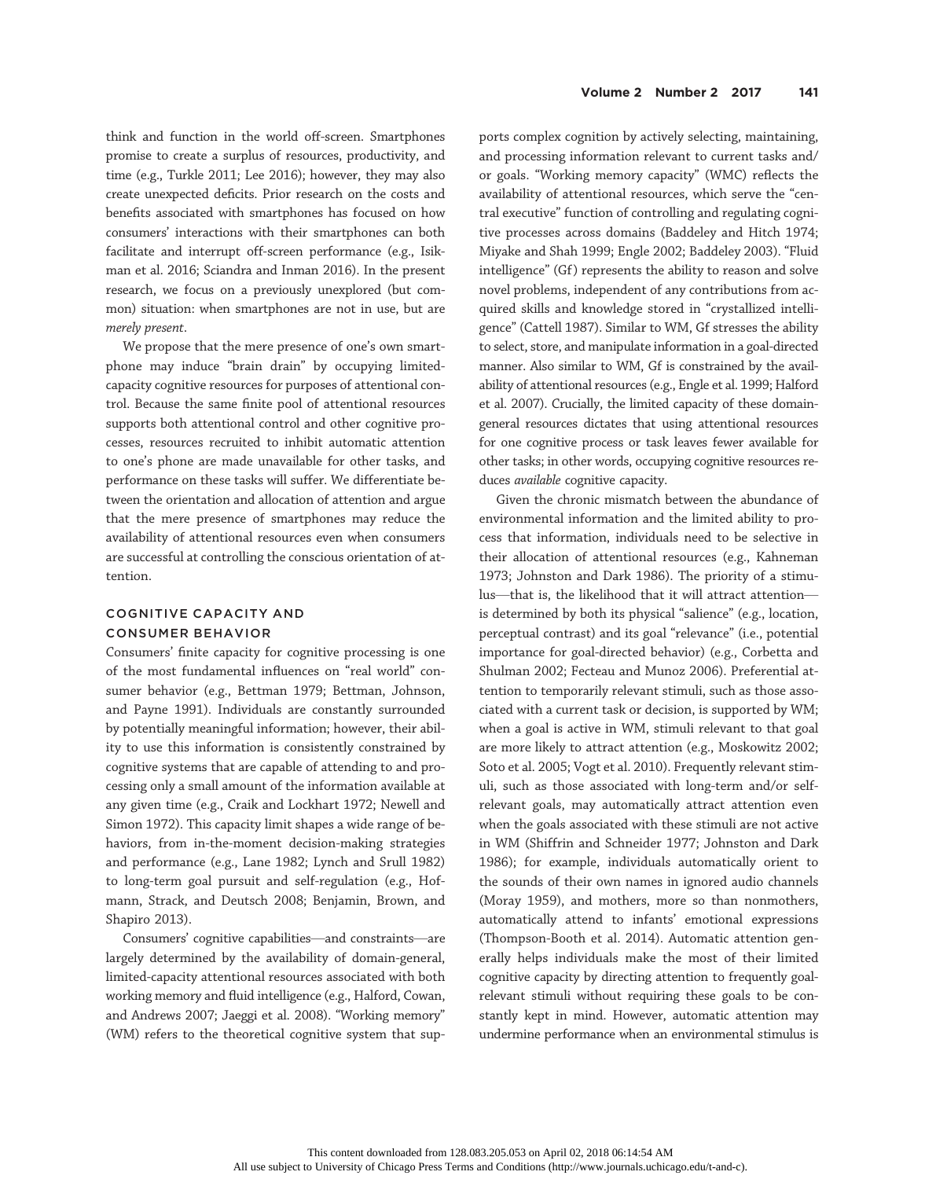think and function in the world off-screen. Smartphones promise to create a surplus of resources, productivity, and time (e.g., Turkle 2011; Lee 2016); however, they may also create unexpected deficits. Prior research on the costs and benefits associated with smartphones has focused on how consumers' interactions with their smartphones can both facilitate and interrupt off-screen performance (e.g., Isikman et al. 2016; Sciandra and Inman 2016). In the present research, we focus on a previously unexplored (but common) situation: when smartphones are not in use, but are *merely present*.

We propose that the mere presence of one's own smartphone may induce "brain drain" by occupying limited-capacity cognitive resources for purposes of attentional control. Because the same finite pool of attentional resources supports both attentional control and other cognitive processes, resources recruited to inhibit automatic attention to one's phone are made unavailable for other tasks, and performance on these tasks will suffer. We differentiate between the orientation and allocation of attention and argue that the mere presence of smartphones may reduce the availability of attentional resources even when consumers are successful at controlling the conscious orientation of attention.

## COGNITIVE CAPACITY AND CONSUMER BEHAVIOR

Consumers' finite capacity for cognitive processing is one of the most fundamental influences on "real world" consumer behavior (e.g., Bettman 1979; Bettman, Johnson, and Payne 1991). Individuals are constantly surrounded by potentially meaningful information; however, their ability to use this information is consistently constrained by cognitive systems that are capable of attending to and processing only a small amount of the information available at any given time (e.g., Craik and Lockhart 1972; Newell and Simon 1972). This capacity limit shapes a wide range of behaviors, from in-the-moment decision-making strategies and performance (e.g., Lane 1982; Lynch and Srull 1982) to long-term goal pursuit and self-regulation (e.g., Hofmann, Strack, and Deutsch 2008; Benjamin, Brown, and Shapiro 2013).

Consumers' cognitive capabilities—and constraints—are largely determined by the availability of domain-general, limited-capacity attentional resources associated with both working memory and fluid intelligence (e.g., Halford, Cowan, and Andrews 2007; Jaeggi et al. 2008). "Working memory" (WM) refers to the theoretical cognitive system that supports complex cognition by actively selecting, maintaining, and processing information relevant to current tasks and/or goals. "Working memory capacity" (WMC) reflects the availability of attentional resources, which serve the "central executive" function of controlling and regulating cognitive processes across domains (Baddeley and Hitch 1974; Miyake and Shah 1999; Engle 2002; Baddeley 2003). "Fluid intelligence" (Gf) represents the ability to reason and solve novel problems, independent of any contributions from acquired skills and knowledge stored in "crystallized intelligence" (Cattell 1987). Similar to WM, Gf stresses the ability to select, store, and manipulate information in a goal-directed manner. Also similar to WM, Gf is constrained by the availability of attentional resources (e.g., Engle et al. 1999; Halford et al. 2007). Crucially, the limited capacity of these domain-general resources dictates that using attentional resources for one cognitive process or task leaves fewer available for other tasks; in other words, occupying cognitive resources reduces *available* cognitive capacity.

Given the chronic mismatch between the abundance of environmental information and the limited ability to process that information, individuals need to be selective in their allocation of attentional resources (e.g., Kahneman 1973; Johnston and Dark 1986). The priority of a stimulus—that is, the likelihood that it will attract attention—is determined by both its physical "salience" (e.g., location, perceptual contrast) and its goal "relevance" (i.e., potential importance for goal-directed behavior) (e.g., Corbetta and Shulman 2002; Fecteau and Munoz 2006). Preferential attention to temporarily relevant stimuli, such as those associated with a current task or decision, is supported by WM; when a goal is active in WM, stimuli relevant to that goal are more likely to attract attention (e.g., Moskowitz 2002; Soto et al. 2005; Vogt et al. 2010). Frequently relevant stimuli, such as those associated with long-term and/or self-relevant goals, may automatically attract attention even when the goals associated with these stimuli are not active in WM (Shiffrin and Schneider 1977; Johnston and Dark 1986); for example, individuals automatically orient to the sounds of their own names in ignored audio channels (Moray 1959), and mothers, more so than nonmothers, automatically attend to infants' emotional expressions (Thompson-Booth et al. 2014). Automatic attention generally helps individuals make the most of their limited cognitive capacity by directing attention to frequently goal-relevant stimuli without requiring these goals to be constantly kept in mind. However, automatic attention may undermine performance when an environmental stimulus is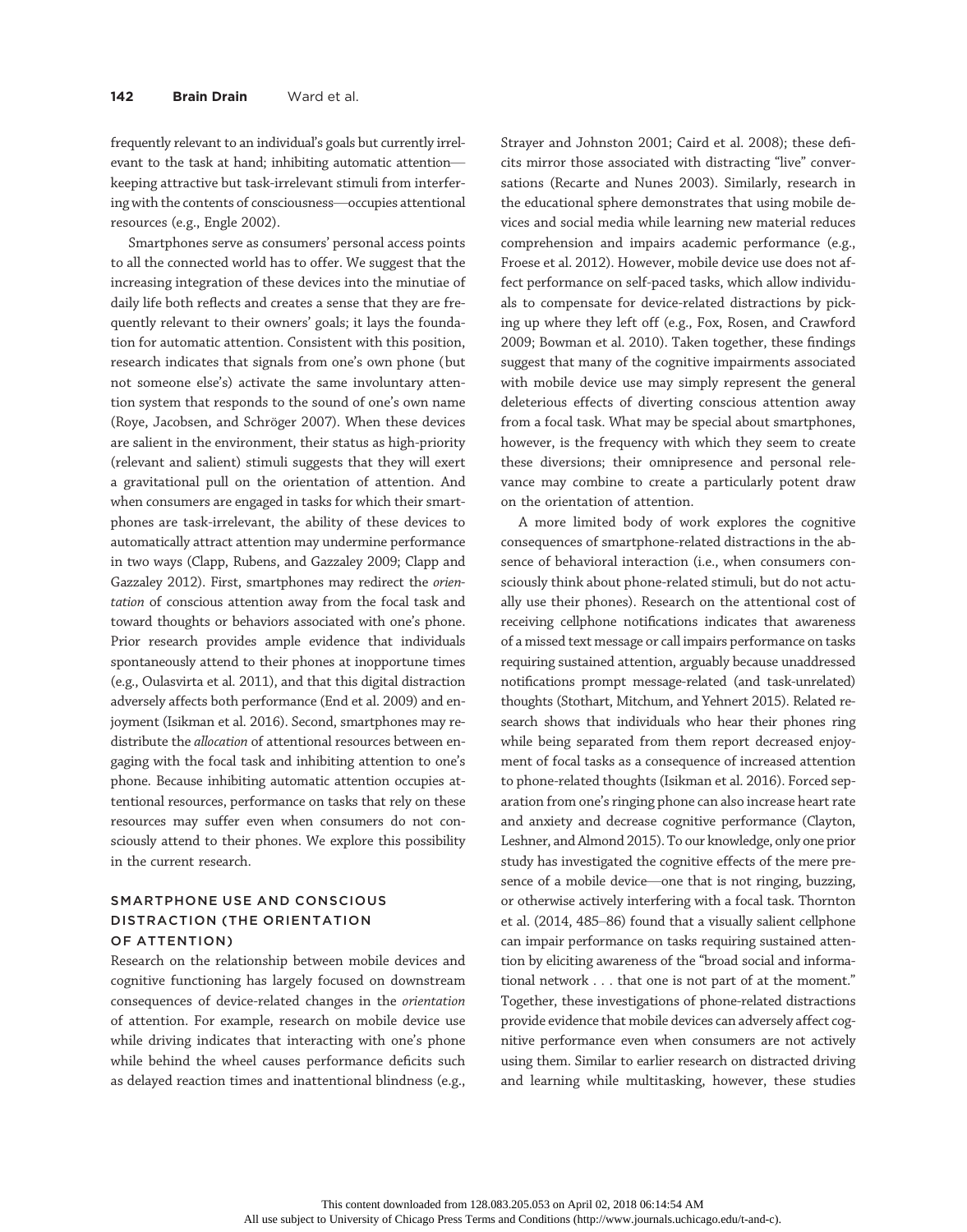frequently relevant to an individual's goals but currently irrelevant to the task at hand; inhibiting automatic attention—keeping attractive but task-irrelevant stimuli from interfering with the contents of consciousness—occupies attentional resources (e.g., Engle 2002).

Smartphones serve as consumers' personal access points to all the connected world has to offer. We suggest that the increasing integration of these devices into the minutiae of daily life both reflects and creates a sense that they are frequently relevant to their owners' goals; it lays the foundation for automatic attention. Consistent with this position, research indicates that signals from one's own phone (but not someone else's) activate the same involuntary attention system that responds to the sound of one's own name (Roye, Jacobsen, and Schröger 2007). When these devices are salient in the environment, their status as high-priority (relevant and salient) stimuli suggests that they will exert a gravitational pull on the orientation of attention. And when consumers are engaged in tasks for which their smartphones are task-irrelevant, the ability of these devices to automatically attract attention may undermine performance in two ways (Clapp, Rubens, and Gazzaley 2009; Clapp and Gazzaley 2012). First, smartphones may redirect the *orientation* of conscious attention away from the focal task and toward thoughts or behaviors associated with one's phone. Prior research provides ample evidence that individuals spontaneously attend to their phones at inopportune times (e.g., Oulasvirta et al. 2011), and that this digital distraction adversely affects both performance (End et al. 2009) and enjoyment (Isikman et al. 2016). Second, smartphones may redistribute the *allocation* of attentional resources between engaging with the focal task and inhibiting attention to one's phone. Because inhibiting automatic attention occupies attentional resources, performance on tasks that rely on these resources may suffer even when consumers do not consciously attend to their phones. We explore this possibility in the current research.

## SMARTPHONE USE AND CONSCIOUS DISTRACTION (THE ORIENTATION OF ATTENTION)

Research on the relationship between mobile devices and cognitive functioning has largely focused on downstream consequences of device-related changes in the *orientation* of attention. For example, research on mobile device use while driving indicates that interacting with one's phone while behind the wheel causes performance deficits such as delayed reaction times and inattentional blindness (e.g., Strayer and Johnston 2001; Caird et al. 2008); these deficits mirror those associated with distracting "live" conversations (Recarte and Nunes 2003). Similarly, research in the educational sphere demonstrates that using mobile devices and social media while learning new material reduces comprehension and impairs academic performance (e.g., Froese et al. 2012). However, mobile device use does not affect performance on self-paced tasks, which allow individuals to compensate for device-related distractions by picking up where they left off (e.g., Fox, Rosen, and Crawford 2009; Bowman et al. 2010). Taken together, these findings suggest that many of the cognitive impairments associated with mobile device use may simply represent the general deleterious effects of diverting conscious attention away from a focal task. What may be special about smartphones, however, is the frequency with which they seem to create these diversions; their omnipresence and personal relevance may combine to create a particularly potent draw on the orientation of attention.

A more limited body of work explores the cognitive consequences of smartphone-related distractions in the absence of behavioral interaction (i.e., when consumers consciously think about phone-related stimuli, but do not actually use their phones). Research on the attentional cost of receiving cellphone notifications indicates that awareness of a missed text message or call impairs performance on tasks requiring sustained attention, arguably because unaddressed notifications prompt message-related (and task-unrelated) thoughts (Stothart, Mitchum, and Yehnert 2015). Related research shows that individuals who hear their phones ring while being separated from them report decreased enjoyment of focal tasks as a consequence of increased attention to phone-related thoughts (Isikman et al. 2016). Forced separation from one's ringing phone can also increase heart rate and anxiety and decrease cognitive performance (Clayton, Leshner, and Almond 2015). To our knowledge, only one prior study has investigated the cognitive effects of the mere presence of a mobile device—one that is not ringing, buzzing, or otherwise actively interfering with a focal task. Thornton et al. (2014, 485–86) found that a visually salient cellphone can impair performance on tasks requiring sustained attention by eliciting awareness of the "broad social and informational network . . . that one is not part of at the moment." Together, these investigations of phone-related distractions provide evidence that mobile devices can adversely affect cognitive performance even when consumers are not actively using them. Similar to earlier research on distracted driving and learning while multitasking, however, these studies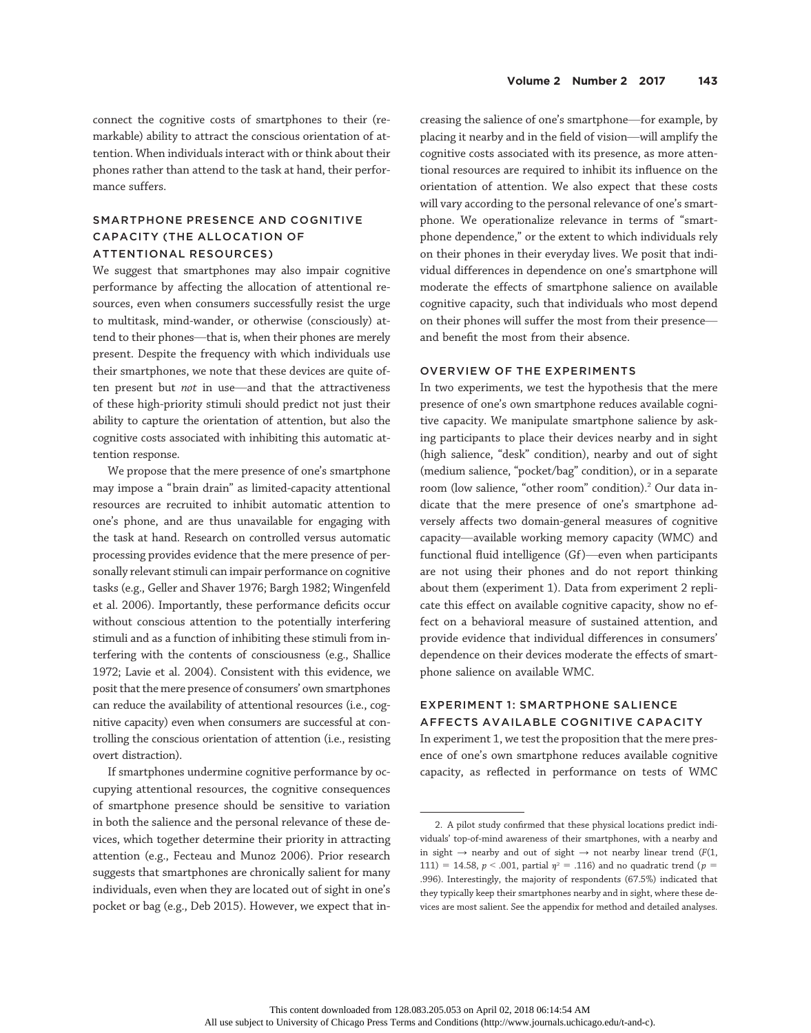connect the cognitive costs of smartphones to their (remarkable) ability to attract the conscious orientation of attention. When individuals interact with or think about their phones rather than attend to the task at hand, their performance suffers.

## SMARTPHONE PRESENCE AND COGNITIVE CAPACITY (THE ALLOCATION OF ATTENTIONAL RESOURCES)

We suggest that smartphones may also impair cognitive performance by affecting the allocation of attentional resources, even when consumers successfully resist the urge to multitask, mind-wander, or otherwise (consciously) attend to their phones—that is, when their phones are merely present. Despite the frequency with which individuals use their smartphones, we note that these devices are quite often present but *not* in use—and that the attractiveness of these high-priority stimuli should predict not just their ability to capture the orientation of attention, but also the cognitive costs associated with inhibiting this automatic attention response.

We propose that the mere presence of one's smartphone may impose a "brain drain" as limited-capacity attentional resources are recruited to inhibit automatic attention to one's phone, and are thus unavailable for engaging with the task at hand. Research on controlled versus automatic processing provides evidence that the mere presence of personally relevant stimuli can impair performance on cognitive tasks (e.g., Geller and Shaver 1976; Bargh 1982; Wingenfeld et al. 2006). Importantly, these performance deficits occur without conscious attention to the potentially interfering stimuli and as a function of inhibiting these stimuli from interfering with the contents of consciousness (e.g., Shallice 1972; Lavie et al. 2004). Consistent with this evidence, we posit that the mere presence of consumers' own smartphones can reduce the availability of attentional resources (i.e., cognitive capacity) even when consumers are successful at controlling the conscious orientation of attention (i.e., resisting overt distraction).

If smartphones undermine cognitive performance by occupying attentional resources, the cognitive consequences of smartphone presence should be sensitive to variation in both the salience and the personal relevance of these devices, which together determine their priority in attracting attention (e.g., Fecteau and Munoz 2006). Prior research suggests that smartphones are chronically salient for many individuals, even when they are located out of sight in one's pocket or bag (e.g., Deb 2015). However, we expect that increasing the salience of one's smartphone—for example, by placing it nearby and in the field of vision—will amplify the cognitive costs associated with its presence, as more attentional resources are required to inhibit its influence on the orientation of attention. We also expect that these costs will vary according to the personal relevance of one's smartphone. We operationalize relevance in terms of "smartphone dependence," or the extent to which individuals rely on their phones in their everyday lives. We posit that individual differences in dependence on one's smartphone will moderate the effects of smartphone salience on available cognitive capacity, such that individuals who most depend on their phones will suffer the most from their presence—and benefit the most from their absence.

## OVERVIEW OF THE EXPERIMENTS

In two experiments, we test the hypothesis that the mere presence of one's own smartphone reduces available cognitive capacity. We manipulate smartphone salience by asking participants to place their devices nearby and in sight (high salience, "desk" condition), nearby and out of sight (medium salience, "pocket/bag" condition), or in a separate room (low salience, "other room" condition).[2] Our data indicate that the mere presence of one's smartphone adversely affects two domain-general measures of cognitive capacity—available working memory capacity (WMC) and functional fluid intelligence (Gf)—even when participants are not using their phones and do not report thinking about them (experiment 1). Data from experiment 2 replicate this effect on available cognitive capacity, show no effect on a behavioral measure of sustained attention, and provide evidence that individual differences in consumers' dependence on their devices moderate the effects of smartphone salience on available WMC.

## EXPERIMENT 1: SMARTPHONE SALIENCE AFFECTS AVAILABLE COGNITIVE CAPACITY

In experiment 1, we test the proposition that the mere presence of one's own smartphone reduces available cognitive capacity, as reflected in performance on tests of WMC

2. A pilot study confirmed that these physical locations predict individuals' top-of-mind awareness of their smartphones, with a nearby and in sight → nearby and out of sight → not nearby linear trend ($F(1, 111) = 14.58$, $p < .001$, partial $\eta^2 = .116$) and no quadratic trend ($p = .996$). Interestingly, the majority of respondents (67.5%) indicated that they typically keep their smartphones nearby and in sight, where these devices are most salient. See the appendix for method and detailed analyses.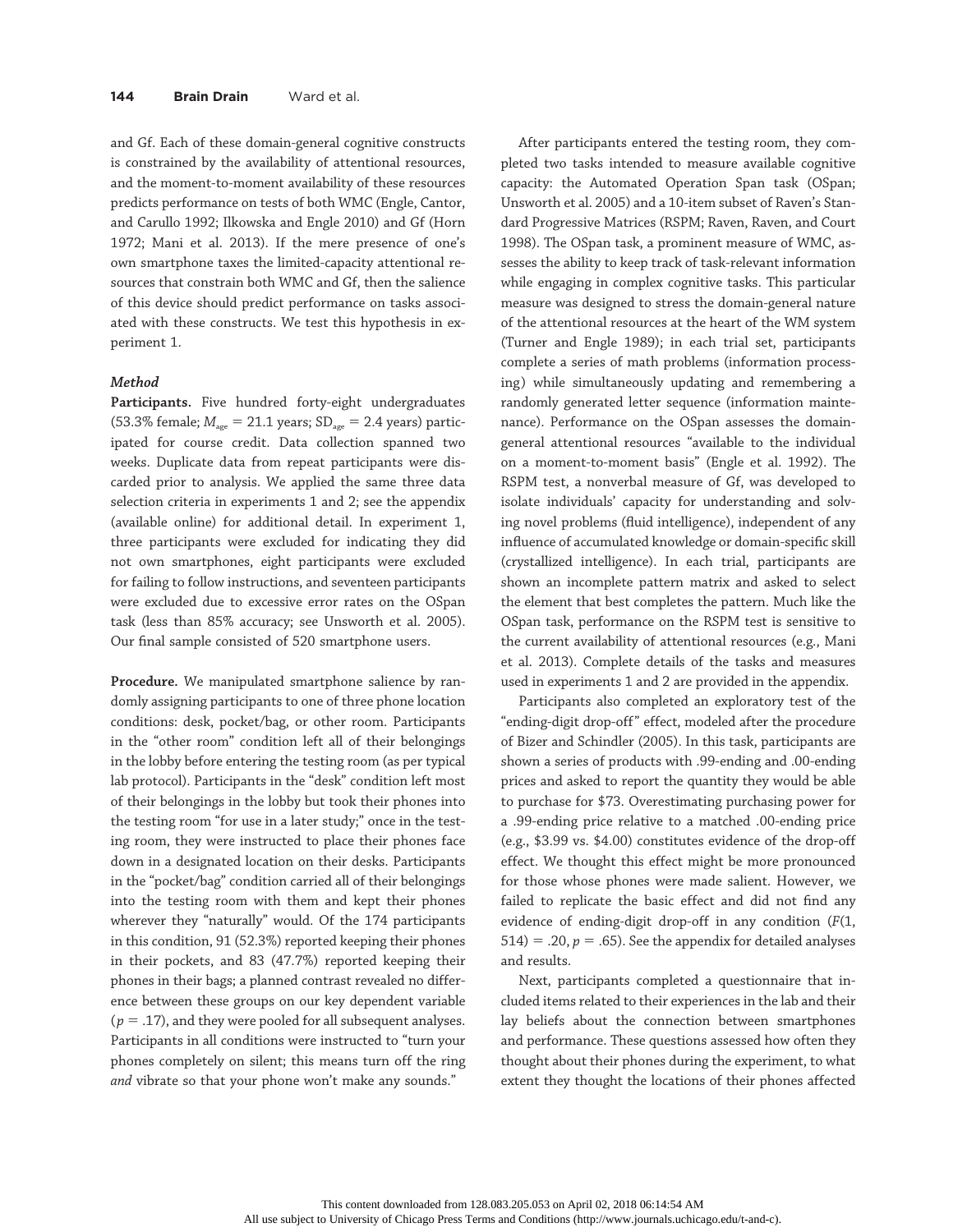and Gf. Each of these domain-general cognitive constructs is constrained by the availability of attentional resources, and the moment-to-moment availability of these resources predicts performance on tests of both WMC (Engle, Cantor, and Carullo 1992; Ilkowska and Engle 2010) and Gf (Horn 1972; Mani et al. 2013). If the mere presence of one's own smartphone taxes the limited-capacity attentional resources that constrain both WMC and Gf, then the salience of this device should predict performance on tasks associated with these constructs. We test this hypothesis in experiment 1.

### *Method*

**Participants.** Five hundred forty-eight undergraduates (53.3% female; $M_{age} = 21.1$ years; $SD_{age} = 2.4$ years) participated for course credit. Data collection spanned two weeks. Duplicate data from repeat participants were discarded prior to analysis. We applied the same three data selection criteria in experiments 1 and 2; see the appendix (available online) for additional detail. In experiment 1, three participants were excluded for indicating they did not own smartphones, eight participants were excluded for failing to follow instructions, and seventeen participants were excluded due to excessive error rates on the OSpan task (less than 85% accuracy; see Unsworth et al. 2005). Our final sample consisted of 520 smartphone users.

**Procedure.** We manipulated smartphone salience by randomly assigning participants to one of three phone location conditions: desk, pocket/bag, or other room. Participants in the "other room" condition left all of their belongings in the lobby before entering the testing room (as per typical lab protocol). Participants in the "desk" condition left most of their belongings in the lobby but took their phones into the testing room "for use in a later study;" once in the testing room, they were instructed to place their phones face down in a designated location on their desks. Participants in the "pocket/bag" condition carried all of their belongings into the testing room with them and kept their phones wherever they "naturally" would. Of the 174 participants in this condition, 91 (52.3%) reported keeping their phones in their pockets, and 83 (47.7%) reported keeping their phones in their bags; a planned contrast revealed no difference between these groups on our key dependent variable ($p = .17$), and they were pooled for all subsequent analyses. Participants in all conditions were instructed to "turn your phones completely on silent; this means turn off the ring *and* vibrate so that your phone won't make any sounds."

After participants entered the testing room, they completed two tasks intended to measure available cognitive capacity: the Automated Operation Span task (OSpan; Unsworth et al. 2005) and a 10-item subset of Raven's Standard Progressive Matrices (RSPM; Raven, Raven, and Court 1998). The OSpan task, a prominent measure of WMC, assesses the ability to keep track of task-relevant information while engaging in complex cognitive tasks. This particular measure was designed to stress the domain-general nature of the attentional resources at the heart of the WM system (Turner and Engle 1989); in each trial set, participants complete a series of math problems (information processing) while simultaneously updating and remembering a randomly generated letter sequence (information maintenance). Performance on the OSpan assesses the domain-general attentional resources "available to the individual on a moment-to-moment basis" (Engle et al. 1992). The RSPM test, a nonverbal measure of Gf, was developed to isolate individuals' capacity for understanding and solving novel problems (fluid intelligence), independent of any influence of accumulated knowledge or domain-specific skill (crystallized intelligence). In each trial, participants are shown an incomplete pattern matrix and asked to select the element that best completes the pattern. Much like the OSpan task, performance on the RSPM test is sensitive to the current availability of attentional resources (e.g., Mani et al. 2013). Complete details of the tasks and measures used in experiments 1 and 2 are provided in the appendix.

Participants also completed an exploratory test of the "ending-digit drop-off" effect, modeled after the procedure of Bizer and Schindler (2005). In this task, participants are shown a series of products with .99-ending and .00-ending prices and asked to report the quantity they would be able to purchase for \$73. Overestimating purchasing power for a .99-ending price relative to a matched .00-ending price (e.g., \$3.99 vs. \$4.00) constitutes evidence of the drop-off effect. We thought this effect might be more pronounced for those whose phones were made salient. However, we failed to replicate the basic effect and did not find any evidence of ending-digit drop-off in any condition ($F(1, 514) = .20$, $p = .65$). See the appendix for detailed analyses and results.

Next, participants completed a questionnaire that included items related to their experiences in the lab and their lay beliefs about the connection between smartphones and performance. These questions assessed how often they thought about their phones during the experiment, to what extent they thought the locations of their phones affected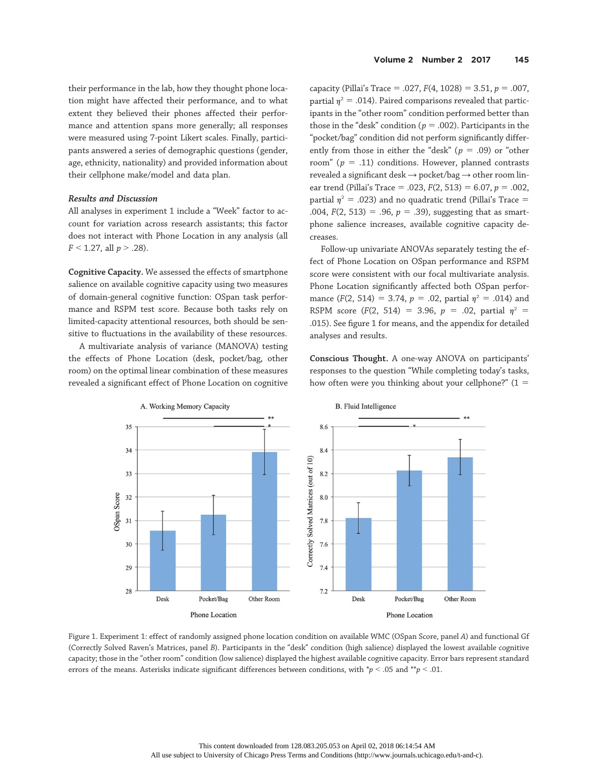their performance in the lab, how they thought phone location might have affected their performance, and to what extent they believed their phones affected their performance and attention spans more generally; all responses were measured using 7-point Likert scales. Finally, participants answered a series of demographic questions (gender, age, ethnicity, nationality) and provided information about their cellphone make/model and data plan.

### *Results and Discussion*

All analyses in experiment 1 include a "Week" factor to account for variation across research assistants; this factor does not interact with Phone Location in any analysis (all $F < 1.27$, all $p > .28$).

**Cognitive Capacity.** We assessed the effects of smartphone salience on available cognitive capacity using two measures of domain-general cognitive function: OSpan task performance and RSPM test score. Because both tasks rely on limited-capacity attentional resources, both should be sensitive to fluctuations in the availability of these resources.

A multivariate analysis of variance (MANOVA) testing the effects of Phone Location (desk, pocket/bag, other room) on the optimal linear combination of these measures revealed a significant effect of Phone Location on cognitive capacity (Pillai's Trace = .027, $F(4, 1028) = 3.51$, $p = .007$, partial $\eta^2 = .014$). Paired comparisons revealed that participants in the "other room" condition performed better than those in the "desk" condition ($p = .002$). Participants in the "pocket/bag" condition did not perform significantly differently from those in either the "desk" ($p = .09$) or "other room" ($p = .11$) conditions. However, planned contrasts revealed a significant desk → pocket/bag → other room linear trend (Pillai's Trace = .023, $F(2, 513) = 6.07$, $p = .002$, partial $\eta^2 = .023$) and no quadratic trend (Pillai's Trace = .004, $F(2, 513) = .96$, $p = .39$), suggesting that as smartphone salience increases, available cognitive capacity decreases.

Follow-up univariate ANOVAs separately testing the effect of Phone Location on OSpan performance and RSPM score were consistent with our focal multivariate analysis. Phone Location significantly affected both OSpan performance ($F(2, 514) = 3.74$, $p = .02$, partial $\eta^2 = .014$) and RSPM score ($F(2, 514) = 3.96$, $p = .02$, partial $\eta^2 = .015$). See figure 1 for means, and the appendix for detailed analyses and results.

**Conscious Thought.** A one-way ANOVA on participants' responses to the question "While completing today's tasks, how often were you thinking about your cellphone?" (1 =

Figure 1. Experiment 1: effect of randomly assigned phone location condition on available WMC (OSpan Score, panel *A*) and functional Gf (Correctly Solved Raven's Matrices, panel *B*). Participants in the "desk" condition (high salience) displayed the lowest available cognitive capacity; those in the "other room" condition (low salience) displayed the highest available cognitive capacity. Error bars represent standard errors of the means. Asterisks indicate significant differences between conditions, with $^*p < .05$ and $^{**}p < .01$.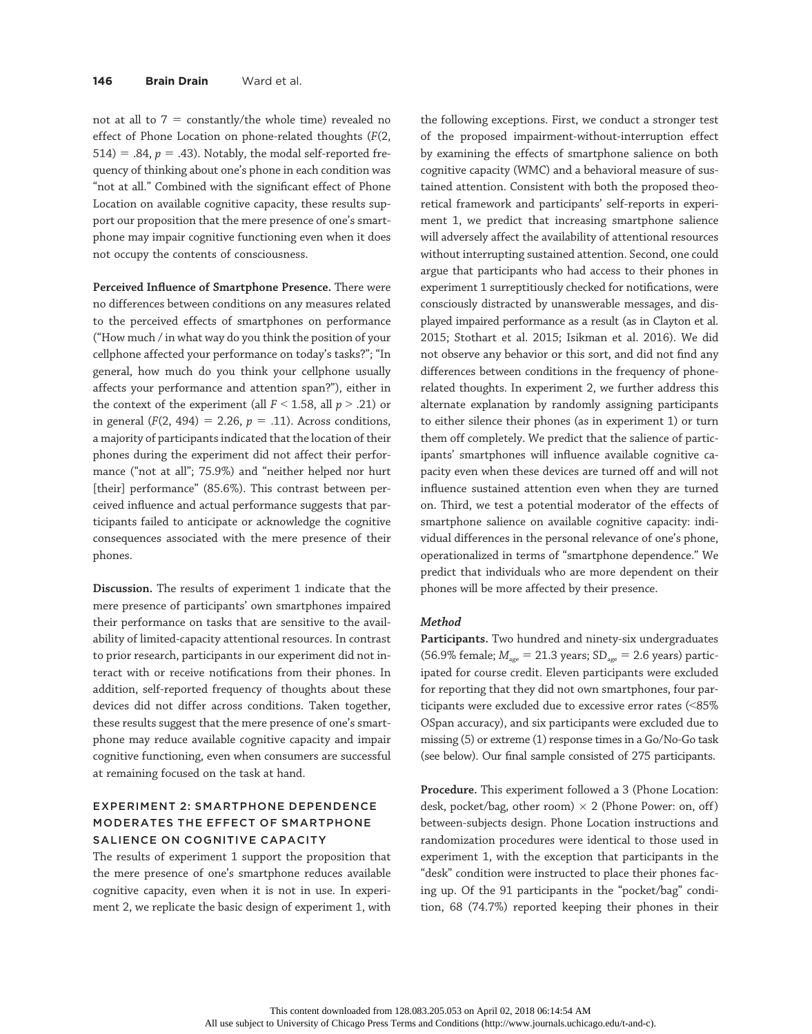not at all to 7 = constantly/the whole time) revealed no effect of Phone Location on phone-related thoughts ($F(2, 514) = .84$, $p = .43$). Notably, the modal self-reported frequency of thinking about one's phone in each condition was "not at all." Combined with the significant effect of Phone Location on available cognitive capacity, these results support our proposition that the mere presence of one's smartphone may impair cognitive functioning even when it does not occupy the contents of consciousness.

**Perceived Influence of Smartphone Presence.** There were no differences between conditions on any measures related to the perceived effects of smartphones on performance ("How much / in what way do you think the position of your cellphone affected your performance on today's tasks?"; "In general, how much do you think your cellphone usually affects your performance and attention span?"), either in the context of the experiment (all $F < 1.58$, all $p > .21$) or in general ($F(2, 494) = 2.26$, $p = .11$). Across conditions, a majority of participants indicated that the location of their phones during the experiment did not affect their performance ("not at all"; 75.9%) and "neither helped nor hurt [their] performance" (85.6%). This contrast between perceived influence and actual performance suggests that participants failed to anticipate or acknowledge the cognitive consequences associated with the mere presence of their phones.

**Discussion.** The results of experiment 1 indicate that the mere presence of participants' own smartphones impaired their performance on tasks that are sensitive to the availability of limited-capacity attentional resources. In contrast to prior research, participants in our experiment did not interact with or receive notifications from their phones. In addition, self-reported frequency of thoughts about these devices did not differ across conditions. Taken together, these results suggest that the mere presence of one's smartphone may reduce available cognitive capacity and impair cognitive functioning, even when consumers are successful at remaining focused on the task at hand.

## EXPERIMENT 2: SMARTPHONE DEPENDENCE MODERATES THE EFFECT OF SMARTPHONE SALIENCE ON COGNITIVE CAPACITY

The results of experiment 1 support the proposition that the mere presence of one's smartphone reduces available cognitive capacity, even when it is not in use. In experiment 2, we replicate the basic design of experiment 1, with the following exceptions. First, we conduct a stronger test of the proposed impairment-without-interruption effect by examining the effects of smartphone salience on both cognitive capacity (WMC) and a behavioral measure of sustained attention. Consistent with both the proposed theoretical framework and participants' self-reports in experiment 1, we predict that increasing smartphone salience will adversely affect the availability of attentional resources without interrupting sustained attention. Second, one could argue that participants who had access to their phones in experiment 1 surreptitiously checked for notifications, were consciously distracted by unanswerable messages, and displayed impaired performance as a result (as in Clayton et al. 2015; Stothart et al. 2015; Isikman et al. 2016). We did not observe any behavior or this sort, and did not find any differences between conditions in the frequency of phone-related thoughts. In experiment 2, we further address this alternate explanation by randomly assigning participants to either silence their phones (as in experiment 1) or turn them off completely. We predict that the salience of participants' smartphones will influence available cognitive capacity even when these devices are turned off and will not influence sustained attention even when they are turned on. Third, we test a potential moderator of the effects of smartphone salience on available cognitive capacity: individual differences in the personal relevance of one's phone, operationalized in terms of "smartphone dependence." We predict that individuals who are more dependent on their phones will be more affected by their presence.

### *Method*

**Participants.** Two hundred and ninety-six undergraduates (56.9% female; $M_{age} = 21.3$ years; $SD_{age} = 2.6$ years) participated for course credit. Eleven participants were excluded for reporting that they did not own smartphones, four participants were excluded due to excessive error rates (<85% OSpan accuracy), and six participants were excluded due to missing (5) or extreme (1) response times in a Go/No-Go task (see below). Our final sample consisted of 275 participants.

**Procedure.** This experiment followed a 3 (Phone Location: desk, pocket/bag, other room) × 2 (Phone Power: on, off) between-subjects design. Phone Location instructions and randomization procedures were identical to those used in experiment 1, with the exception that participants in the "desk" condition were instructed to place their phones facing up. Of the 91 participants in the "pocket/bag" condition, 68 (74.7%) reported keeping their phones in their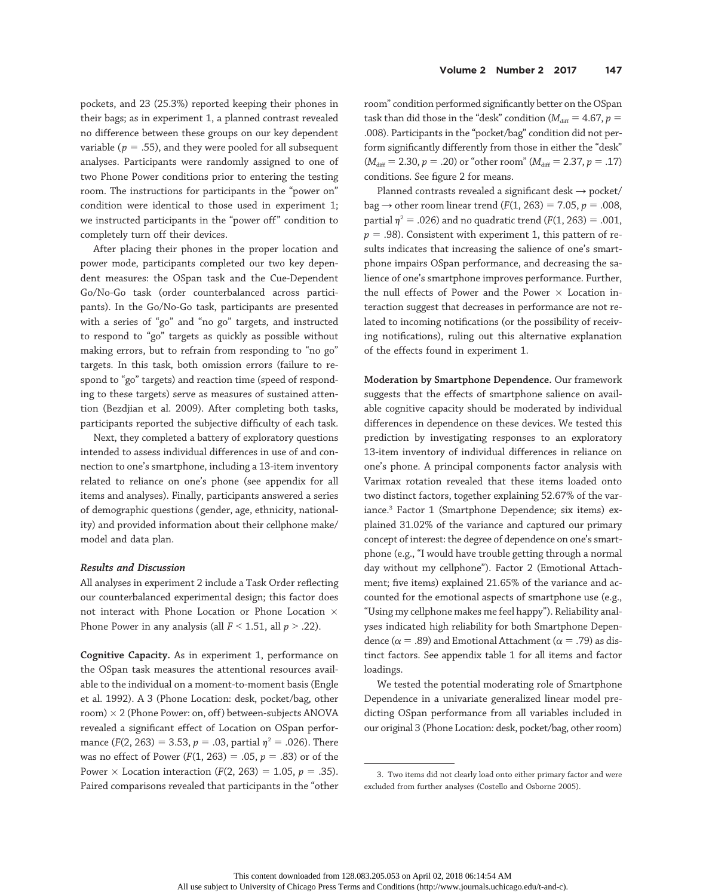pockets, and 23 (25.3%) reported keeping their phones in their bags; as in experiment 1, a planned contrast revealed no difference between these groups on our key dependent variable ($p = .55$), and they were pooled for all subsequent analyses. Participants were randomly assigned to one of two Phone Power conditions prior to entering the testing room. The instructions for participants in the "power on" condition were identical to those used in experiment 1; we instructed participants in the "power off" condition to completely turn off their devices.

After placing their phones in the proper location and power mode, participants completed our two key dependent measures: the OSpan task and the Cue-Dependent Go/No-Go task (order counterbalanced across participants). In the Go/No-Go task, participants are presented with a series of "go" and "no go" targets, and instructed to respond to "go" targets as quickly as possible without making errors, but to refrain from responding to "no go" targets. In this task, both omission errors (failure to respond to "go" targets) and reaction time (speed of responding to these targets) serve as measures of sustained attention (Bezdjian et al. 2009). After completing both tasks, participants reported the subjective difficulty of each task.

Next, they completed a battery of exploratory questions intended to assess individual differences in use of and connection to one's smartphone, including a 13-item inventory related to reliance on one's phone (see appendix for all items and analyses). Finally, participants answered a series of demographic questions (gender, age, ethnicity, nationality) and provided information about their cellphone make/model and data plan.

### *Results and Discussion*

All analyses in experiment 2 include a Task Order reflecting our counterbalanced experimental design; this factor does not interact with Phone Location or Phone Location × Phone Power in any analysis (all $F < 1.51$, all $p > .22$).

**Cognitive Capacity.** As in experiment 1, performance on the OSpan task measures the attentional resources available to the individual on a moment-to-moment basis (Engle et al. 1992). A 3 (Phone Location: desk, pocket/bag, other room) × 2 (Phone Power: on, off) between-subjects ANOVA revealed a significant effect of Location on OSpan performance ($F(2, 263) = 3.53$, $p = .03$, partial $\eta^2 = .026$). There was no effect of Power ($F(1, 263) = .05$, $p = .83$) or of the Power × Location interaction ($F(2, 263) = 1.05$, $p = .35$). Paired comparisons revealed that participants in the "other room" condition performed significantly better on the OSpan task than did those in the "desk" condition ($M_{\text{diff}} = 4.67$, $p = .008$). Participants in the "pocket/bag" condition did not perform significantly differently from those in either the "desk" ($M_{\text{diff}} = 2.30$, $p = .20$) or "other room" ($M_{\text{diff}} = 2.37$, $p = .17$) conditions. See figure 2 for means.

Planned contrasts revealed a significant desk → pocket/bag → other room linear trend ($F(1, 263) = 7.05$, $p = .008$, partial $\eta^2 = .026$) and no quadratic trend ($F(1, 263) = .001$, $p = .98$). Consistent with experiment 1, this pattern of results indicates that increasing the salience of one's smartphone impairs OSpan performance, and decreasing the salience of one's smartphone improves performance. Further, the null effects of Power and the Power × Location interaction suggest that decreases in performance are not related to incoming notifications (or the possibility of receiving notifications), ruling out this alternative explanation of the effects found in experiment 1.

**Moderation by Smartphone Dependence.** Our framework suggests that the effects of smartphone salience on available cognitive capacity should be moderated by individual differences in dependence on these devices. We tested this prediction by investigating responses to an exploratory 13-item inventory of individual differences in reliance on one's phone. A principal components factor analysis with Varimax rotation revealed that these items loaded onto two distinct factors, together explaining 52.67% of the variance.[3] Factor 1 (Smartphone Dependence; six items) explained 31.02% of the variance and captured our primary concept of interest: the degree of dependence on one's smartphone (e.g., "I would have trouble getting through a normal day without my cellphone"). Factor 2 (Emotional Attachment; five items) explained 21.65% of the variance and accounted for the emotional aspects of smartphone use (e.g., "Using my cellphone makes me feel happy"). Reliability analyses indicated high reliability for both Smartphone Dependence ($\alpha = .89$) and Emotional Attachment ($\alpha = .79$) as distinct factors. See appendix table 1 for all items and factor loadings.

We tested the potential moderating role of Smartphone Dependence in a univariate generalized linear model predicting OSpan performance from all variables included in our original 3 (Phone Location: desk, pocket/bag, other room)

---

3. Two items did not clearly load onto either primary factor and were excluded from further analyses (Costello and Osborne 2005).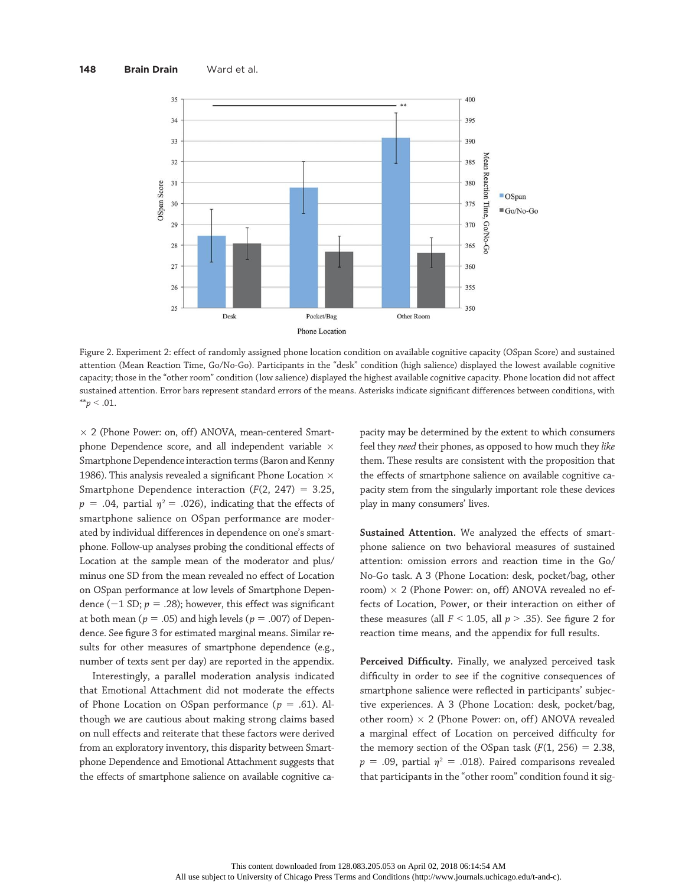Figure 2. Experiment 2: effect of randomly assigned phone location condition on available cognitive capacity (OSpan Score) and sustained attention (Mean Reaction Time, Go/No-Go). Participants in the "desk" condition (high salience) displayed the lowest available cognitive capacity; those in the "other room" condition (low salience) displayed the highest available cognitive capacity. Phone location did not affect sustained attention. Error bars represent standard errors of the means. Asterisks indicate significant differences between conditions, with $^{**}p < .01$.

× 2 (Phone Power: on, off) ANOVA, mean-centered Smartphone Dependence score, and all independent variable × Smartphone Dependence interaction terms (Baron and Kenny 1986). This analysis revealed a significant Phone Location × Smartphone Dependence interaction ($F(2, 247) = 3.25$, $p = .04$, partial $\eta^2 = .026$), indicating that the effects of smartphone salience on OSpan performance are moderated by individual differences in dependence on one's smartphone. Follow-up analyses probing the conditional effects of Location at the sample mean of the moderator and plus/minus one SD from the mean revealed no effect of Location on OSpan performance at low levels of Smartphone Dependence (−1 SD; $p = .28$); however, this effect was significant at both mean ($p = .05$) and high levels ($p = .007$) of Dependence. See figure 3 for estimated marginal means. Similar results for other measures of smartphone dependence (e.g., number of texts sent per day) are reported in the appendix.

Interestingly, a parallel moderation analysis indicated that Emotional Attachment did not moderate the effects of Phone Location on OSpan performance ($p = .61$). Although we are cautious about making strong claims based on null effects and reiterate that these factors were derived from an exploratory inventory, this disparity between Smartphone Dependence and Emotional Attachment suggests that the effects of smartphone salience on available cognitive capacity may be determined by the extent to which consumers feel they *need* their phones, as opposed to how much they *like* them. These results are consistent with the proposition that the effects of smartphone salience on available cognitive capacity stem from the singularly important role these devices play in many consumers' lives.

**Sustained Attention.** We analyzed the effects of smartphone salience on two behavioral measures of sustained attention: omission errors and reaction time in the Go/No-Go task. A 3 (Phone Location: desk, pocket/bag, other room) × 2 (Phone Power: on, off) ANOVA revealed no effects of Location, Power, or their interaction on either of these measures (all $F < 1.05$, all $p > .35$). See figure 2 for reaction time means, and the appendix for full results.

**Perceived Difficulty.** Finally, we analyzed perceived task difficulty in order to see if the cognitive consequences of smartphone salience were reflected in participants' subjective experiences. A 3 (Phone Location: desk, pocket/bag, other room) × 2 (Phone Power: on, off) ANOVA revealed a marginal effect of Location on perceived difficulty for the memory section of the OSpan task ($F(1, 256) = 2.38$, $p = .09$, partial $\eta^2 = .018$). Paired comparisons revealed that participants in the "other room" condition found it sig-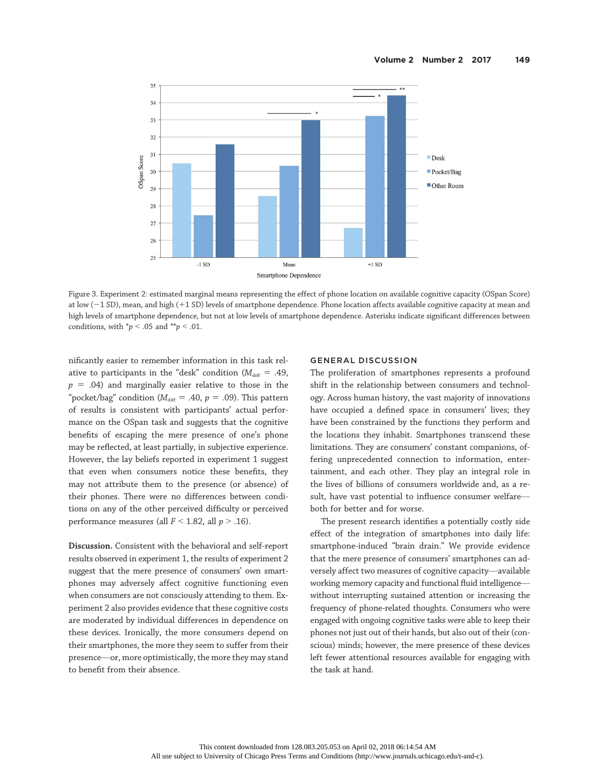35
34
33
32
31
30
29
28
27
26
25

OSpan Score

-1 SD
Mean
+1 SD

Smartphone Dependence

Desk
Pocket/Bag
Other Room

*
*
**

Figure 3. Experiment 2: estimated marginal means representing the effect of phone location on available cognitive capacity (OSpan Score) at low (−1 SD), mean, and high (+1 SD) levels of smartphone dependence. Phone location affects available cognitive capacity at mean and high levels of smartphone dependence, but not at low levels of smartphone dependence. Asterisks indicate significant differences between conditions, with $^{*}p < .05$ and $^{**}p < .01$.

nificantly easier to remember information in this task relative to participants in the "desk" condition ($M_{\text{diff}} = .49$, $p = .04$) and marginally easier relative to those in the "pocket/bag" condition ($M_{\text{diff}} = .40$, $p = .09$). This pattern of results is consistent with participants' actual performance on the OSpan task and suggests that the cognitive benefits of escaping the mere presence of one's phone may be reflected, at least partially, in subjective experience. However, the lay beliefs reported in experiment 1 suggest that even when consumers notice these benefits, they may not attribute them to the presence (or absence) of their phones. There were no differences between conditions on any of the other perceived difficulty or perceived performance measures (all $F < 1.82$, all $p > .16$).

**Discussion.** Consistent with the behavioral and self-report results observed in experiment 1, the results of experiment 2 suggest that the mere presence of consumers' own smartphones may adversely affect cognitive functioning even when consumers are not consciously attending to them. Experiment 2 also provides evidence that these cognitive costs are moderated by individual differences in dependence on these devices. Ironically, the more consumers depend on their smartphones, the more they seem to suffer from their presence—or, more optimistically, the more they may stand to benefit from their absence.

## GENERAL DISCUSSION

The proliferation of smartphones represents a profound shift in the relationship between consumers and technology. Across human history, the vast majority of innovations have occupied a defined space in consumers' lives; they have been constrained by the functions they perform and the locations they inhabit. Smartphones transcend these limitations. They are consumers' constant companions, offering unprecedented connection to information, entertainment, and each other. They play an integral role in the lives of billions of consumers worldwide and, as a result, have vast potential to influence consumer welfare—both for better and for worse.

The present research identifies a potentially costly side effect of the integration of smartphones into daily life: smartphone-induced "brain drain." We provide evidence that the mere presence of consumers' smartphones can adversely affect two measures of cognitive capacity—available working memory capacity and functional fluid intelligence—without interrupting sustained attention or increasing the frequency of phone-related thoughts. Consumers who were engaged with ongoing cognitive tasks were able to keep their phones not just out of their hands, but also out of their (conscious) minds; however, the mere presence of these devices left fewer attentional resources available for engaging with the task at hand.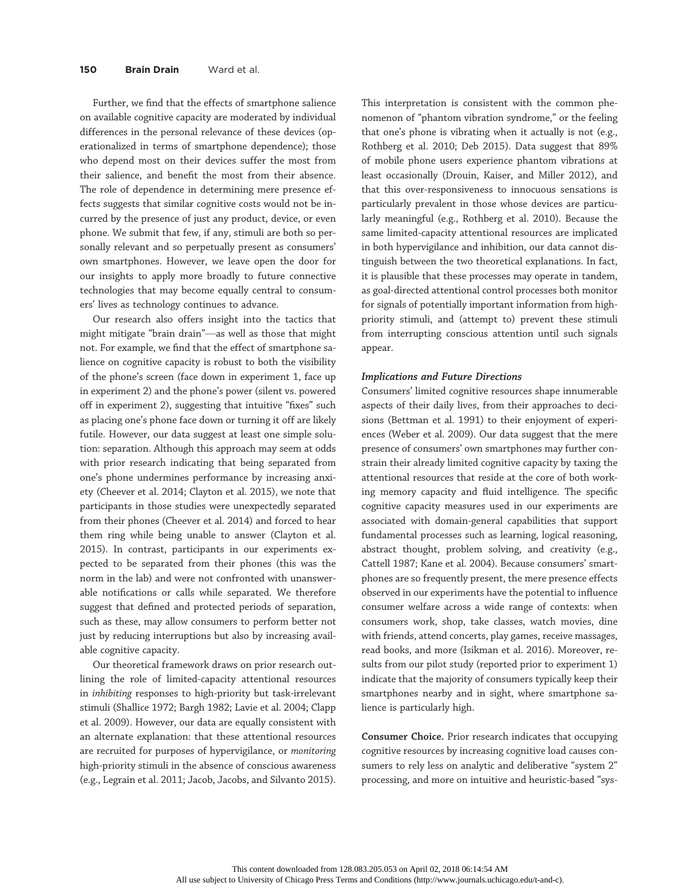Further, we find that the effects of smartphone salience on available cognitive capacity are moderated by individual differences in the personal relevance of these devices (operationalized in terms of smartphone dependence); those who depend most on their devices suffer the most from their salience, and benefit the most from their absence. The role of dependence in determining mere presence effects suggests that similar cognitive costs would not be incurred by the presence of just any product, device, or even phone. We submit that few, if any, stimuli are both so personally relevant and so perpetually present as consumers' own smartphones. However, we leave open the door for our insights to apply more broadly to future connective technologies that may become equally central to consumers' lives as technology continues to advance.

Our research also offers insight into the tactics that might mitigate "brain drain"—as well as those that might not. For example, we find that the effect of smartphone salience on cognitive capacity is robust to both the visibility of the phone's screen (face down in experiment 1, face up in experiment 2) and the phone's power (silent vs. powered off in experiment 2), suggesting that intuitive "fixes" such as placing one's phone face down or turning it off are likely futile. However, our data suggest at least one simple solution: separation. Although this approach may seem at odds with prior research indicating that being separated from one's phone undermines performance by increasing anxiety (Cheever et al. 2014; Clayton et al. 2015), we note that participants in those studies were unexpectedly separated from their phones (Cheever et al. 2014) and forced to hear them ring while being unable to answer (Clayton et al. 2015). In contrast, participants in our experiments expected to be separated from their phones (this was the norm in the lab) and were not confronted with unanswerable notifications or calls while separated. We therefore suggest that defined and protected periods of separation, such as these, may allow consumers to perform better not just by reducing interruptions but also by increasing available cognitive capacity.

Our theoretical framework draws on prior research outlining the role of limited-capacity attentional resources in *inhibiting* responses to high-priority but task-irrelevant stimuli (Shallice 1972; Bargh 1982; Lavie et al. 2004; Clapp et al. 2009). However, our data are equally consistent with an alternate explanation: that these attentional resources are recruited for purposes of hypervigilance, or *monitoring* high-priority stimuli in the absence of conscious awareness (e.g., Legrain et al. 2011; Jacob, Jacobs, and Silvanto 2015). This interpretation is consistent with the common phenomenon of "phantom vibration syndrome," or the feeling that one's phone is vibrating when it actually is not (e.g., Rothberg et al. 2010; Deb 2015). Data suggest that 89% of mobile phone users experience phantom vibrations at least occasionally (Drouin, Kaiser, and Miller 2012), and that this over-responsiveness to innocuous sensations is particularly prevalent in those whose devices are particularly meaningful (e.g., Rothberg et al. 2010). Because the same limited-capacity attentional resources are implicated in both hypervigilance and inhibition, our data cannot distinguish between the two theoretical explanations. In fact, it is plausible that these processes may operate in tandem, as goal-directed attentional control processes both monitor for signals of potentially important information from high-priority stimuli, and (attempt to) prevent these stimuli from interrupting conscious attention until such signals appear.

### *Implications and Future Directions*

Consumers' limited cognitive resources shape innumerable aspects of their daily lives, from their approaches to decisions (Bettman et al. 1991) to their enjoyment of experiences (Weber et al. 2009). Our data suggest that the mere presence of consumers' own smartphones may further constrain their already limited cognitive capacity by taxing the attentional resources that reside at the core of both working memory capacity and fluid intelligence. The specific cognitive capacity measures used in our experiments are associated with domain-general capabilities that support fundamental processes such as learning, logical reasoning, abstract thought, problem solving, and creativity (e.g., Cattell 1987; Kane et al. 2004). Because consumers' smartphones are so frequently present, the mere presence effects observed in our experiments have the potential to influence consumer welfare across a wide range of contexts: when consumers work, shop, take classes, watch movies, dine with friends, attend concerts, play games, receive massages, read books, and more (Isikman et al. 2016). Moreover, results from our pilot study (reported prior to experiment 1) indicate that the majority of consumers typically keep their smartphones nearby and in sight, where smartphone salience is particularly high.

**Consumer Choice.** Prior research indicates that occupying cognitive resources by increasing cognitive load causes consumers to rely less on analytic and deliberative "system 2" processing, and more on intuitive and heuristic-based "sys-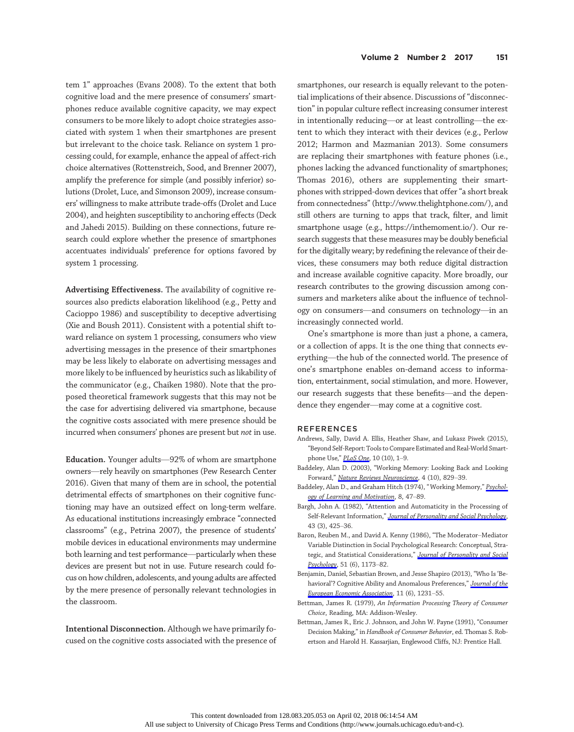tem 1" approaches (Evans 2008). To the extent that both cognitive load and the mere presence of consumers' smartphones reduce available cognitive capacity, we may expect consumers to be more likely to adopt choice strategies associated with system 1 when their smartphones are present but irrelevant to the choice task. Reliance on system 1 processing could, for example, enhance the appeal of affect-rich choice alternatives (Rottenstreich, Sood, and Brenner 2007), amplify the preference for simple (and possibly inferior) solutions (Drolet, Luce, and Simonson 2009), increase consumers' willingness to make attribute trade-offs (Drolet and Luce 2004), and heighten susceptibility to anchoring effects (Deck and Jahedi 2015). Building on these connections, future research could explore whether the presence of smartphones accentuates individuals' preference for options favored by system 1 processing.

**Advertising Effectiveness.** The availability of cognitive resources also predicts elaboration likelihood (e.g., Petty and Cacioppo 1986) and susceptibility to deceptive advertising (Xie and Boush 2011). Consistent with a potential shift toward reliance on system 1 processing, consumers who view advertising messages in the presence of their smartphones may be less likely to elaborate on advertising messages and more likely to be influenced by heuristics such as likability of the communicator (e.g., Chaiken 1980). Note that the proposed theoretical framework suggests that this may not be the case for advertising delivered via smartphone, because the cognitive costs associated with mere presence should be incurred when consumers' phones are present but *not* in use.

**Education.** Younger adults—92% of whom are smartphone owners—rely heavily on smartphones (Pew Research Center 2016). Given that many of them are in school, the potential detrimental effects of smartphones on their cognitive functioning may have an outsized effect on long-term welfare. As educational institutions increasingly embrace "connected classrooms" (e.g., Petrina 2007), the presence of students' mobile devices in educational environments may undermine both learning and test performance—particularly when these devices are present but not in use. Future research could focus on how children, adolescents, and young adults are affected by the mere presence of personally relevant technologies in the classroom.

**Intentional Disconnection.** Although we have primarily focused on the cognitive costs associated with the presence of smartphones, our research is equally relevant to the potential implications of their absence. Discussions of "disconnection" in popular culture reflect increasing consumer interest in intentionally reducing—or at least controlling—the extent to which they interact with their devices (e.g., Perlow 2012; Harmon and Mazmanian 2013). Some consumers are replacing their smartphones with feature phones (i.e., phones lacking the advanced functionality of smartphones; Thomas 2016), others are supplementing their smartphones with stripped-down devices that offer "a short break from connectedness" (http://www.thelightphone.com/), and still others are turning to apps that track, filter, and limit smartphone usage (e.g., https://inthemoment.io/). Our research suggests that these measures may be doubly beneficial for the digitally weary; by redefining the relevance of their devices, these consumers may both reduce digital distraction and increase available cognitive capacity. More broadly, our research contributes to the growing discussion among consumers and marketers alike about the influence of technology on consumers—and consumers on technology—in an increasingly connected world.

One's smartphone is more than just a phone, a camera, or a collection of apps. It is the one thing that connects everything—the hub of the connected world. The presence of one's smartphone enables on-demand access to information, entertainment, social stimulation, and more. However, our research suggests that these benefits—and the dependence they engender—may come at a cognitive cost.

## REFERENCES

Andrews, Sally, David A. Ellis, Heather Shaw, and Lukasz Piwek (2015), "Beyond Self-Report: Tools to Compare Estimated and Real-World Smartphone Use," *PLoS One*, 10 (10), 1–9.

Baddeley, Alan D. (2003), "Working Memory: Looking Back and Looking Forward," *Nature Reviews Neuroscience*, 4 (10), 829–39.

Baddeley, Alan D., and Graham Hitch (1974), "Working Memory," *Psychology of Learning and Motivation*, 8, 47–89.

Bargh, John A. (1982), "Attention and Automaticity in the Processing of Self-Relevant Information," *Journal of Personality and Social Psychology*, 43 (3), 425–36.

Baron, Reuben M., and David A. Kenny (1986), "The Moderator–Mediator Variable Distinction in Social Psychological Research: Conceptual, Strategic, and Statistical Considerations," *Journal of Personality and Social Psychology*, 51 (6), 1173–82.

Benjamin, Daniel, Sebastian Brown, and Jesse Shapiro (2013), "Who Is 'Behavioral'? Cognitive Ability and Anomalous Preferences," *Journal of the European Economic Association*, 11 (6), 1231–55.

Bettman, James R. (1979), *An Information Processing Theory of Consumer Choice*, Reading, MA: Addison-Wesley.

Bettman, James R., Eric J. Johnson, and John W. Payne (1991), "Consumer Decision Making," in *Handbook of Consumer Behavior*, ed. Thomas S. Robertson and Harold H. Kassarjian, Englewood Cliffs, NJ: Prentice Hall.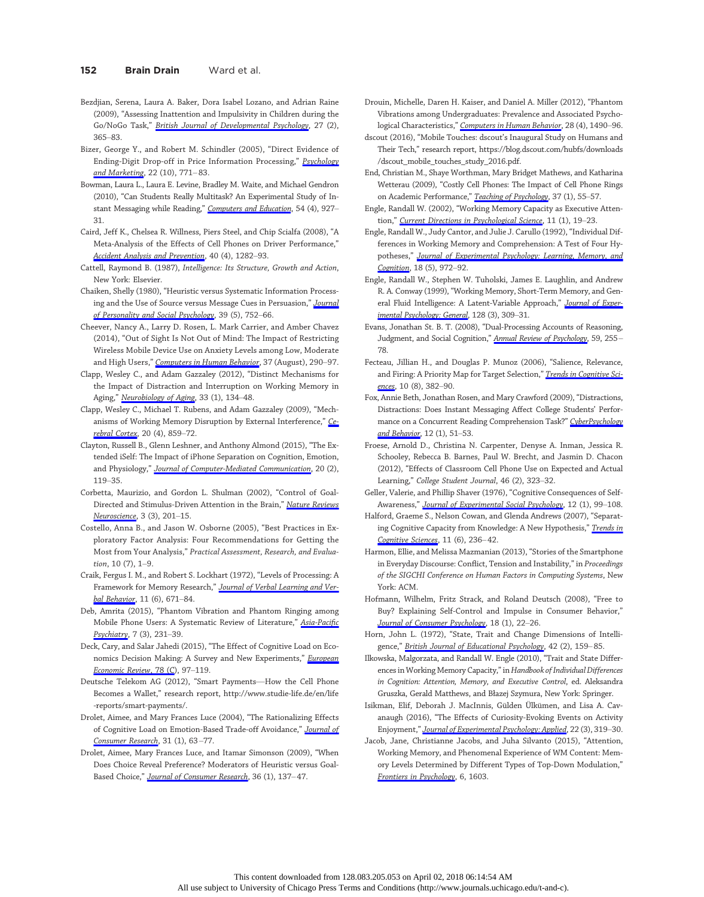Bezdjian, Serena, Laura A. Baker, Dora Isabel Lozano, and Adrian Raine (2009), "Assessing Inattention and Impulsivity in Children during the Go/NoGo Task," *British Journal of Developmental Psychology*, 27 (2), 365–83.

Bizer, George Y., and Robert M. Schindler (2005), "Direct Evidence of Ending-Digit Drop-off in Price Information Processing," *Psychology and Marketing*, 22 (10), 771–83.

Bowman, Laura L., Laura E. Levine, Bradley M. Waite, and Michael Gendron (2010), "Can Students Really Multitask? An Experimental Study of Instant Messaging while Reading," *Computers and Education*, 54 (4), 927–31.

Caird, Jeff K., Chelsea R. Willness, Piers Steel, and Chip Scialfa (2008), "A Meta-Analysis of the Effects of Cell Phones on Driver Performance," *Accident Analysis and Prevention*, 40 (4), 1282–93.

Cattell, Raymond B. (1987), *Intelligence: Its Structure, Growth and Action*, New York: Elsevier.

Chaiken, Shelly (1980), "Heuristic versus Systematic Information Processing and the Use of Source versus Message Cues in Persuasion," *Journal of Personality and Social Psychology*, 39 (5), 752–66.

Cheever, Nancy A., Larry D. Rosen, L. Mark Carrier, and Amber Chavez (2014), "Out of Sight Is Not Out of Mind: The Impact of Restricting Wireless Mobile Device Use on Anxiety Levels among Low, Moderate and High Users," *Computers in Human Behavior*, 37 (August), 290–97.

Clapp, Wesley C., and Adam Gazzaley (2012), "Distinct Mechanisms for the Impact of Distraction and Interruption on Working Memory in Aging," *Neurobiology of Aging*, 33 (1), 134–48.

Clapp, Wesley C., Michael T. Rubens, and Adam Gazzaley (2009), "Mechanisms of Working Memory Disruption by External Interference," *Cerebral Cortex*, 20 (4), 859–72.

Clayton, Russell B., Glenn Leshner, and Anthony Almond (2015), "The Extended iSelf: The Impact of iPhone Separation on Cognition, Emotion, and Physiology," *Journal of Computer-Mediated Communication*, 20 (2), 119–35.

Corbetta, Maurizio, and Gordon L. Shulman (2002), "Control of Goal-Directed and Stimulus-Driven Attention in the Brain," *Nature Reviews Neuroscience*, 3 (3), 201–15.

Costello, Anna B., and Jason W. Osborne (2005), "Best Practices in Exploratory Factor Analysis: Four Recommendations for Getting the Most from Your Analysis," *Practical Assessment, Research, and Evaluation*, 10 (7), 1–9.

Craik, Fergus I. M., and Robert S. Lockhart (1972), "Levels of Processing: A Framework for Memory Research," *Journal of Verbal Learning and Verbal Behavior*, 11 (6), 671–84.

Deb, Amrita (2015), "Phantom Vibration and Phantom Ringing among Mobile Phone Users: A Systematic Review of Literature," *Asia-Pacific Psychiatry*, 7 (3), 231–39.

Deck, Cary, and Salar Jahedi (2015), "The Effect of Cognitive Load on Economics Decision Making: A Survey and New Experiments," *European Economic Review*, 78 (C), 97–119.

Deutsche Telekom AG (2012), "Smart Payments—How the Cell Phone Becomes a Wallet," research report, http://www.studie-life.de/en/life-reports/smart-payments/.

Drolet, Aimee, and Mary Frances Luce (2004), "The Rationalizing Effects of Cognitive Load on Emotion-Based Trade-off Avoidance," *Journal of Consumer Research*, 31 (1), 63–77.

Drolet, Aimee, Mary Frances Luce, and Itamar Simonson (2009), "When Does Choice Reveal Preference? Moderators of Heuristic versus Goal-Based Choice," *Journal of Consumer Research*, 36 (1), 137–47.

Drouin, Michelle, Daren H. Kaiser, and Daniel A. Miller (2012), "Phantom Vibrations among Undergraduates: Prevalence and Associated Psychological Characteristics," *Computers in Human Behavior*, 28 (4), 1490–96.

dscout (2016), "Mobile Touches: dscout's Inaugural Study on Humans and Their Tech," research report, https://blog.dscout.com/hubfs/downloads/dscout_mobile_touches_study_2016.pdf.

End, Christian M., Shaye Worthman, Mary Bridget Mathews, and Katharina Wetterau (2009), "Costly Cell Phones: The Impact of Cell Phone Rings on Academic Performance," *Teaching of Psychology*, 37 (1), 55–57.

Engle, Randall W. (2002), "Working Memory Capacity as Executive Attention," *Current Directions in Psychological Science*, 11 (1), 19–23.

Engle, Randall W., Judy Cantor, and Julie J. Carullo (1992), "Individual Differences in Working Memory and Comprehension: A Test of Four Hypotheses," *Journal of Experimental Psychology: Learning, Memory, and Cognition*, 18 (5), 972–92.

Engle, Randall W., Stephen W. Tuholski, James E. Laughlin, and Andrew R. A. Conway (1999), "Working Memory, Short-Term Memory, and General Fluid Intelligence: A Latent-Variable Approach," *Journal of Experimental Psychology: General*, 128 (3), 309–31.

Evans, Jonathan St. B. T. (2008), "Dual-Processing Accounts of Reasoning, Judgment, and Social Cognition," *Annual Review of Psychology*, 59, 255–78.

Fecteau, Jillian H., and Douglas P. Munoz (2006), "Salience, Relevance, and Firing: A Priority Map for Target Selection," *Trends in Cognitive Sciences*, 10 (8), 382–90.

Fox, Annie Beth, Jonathan Rosen, and Mary Crawford (2009), "Distractions, Distractions: Does Instant Messaging Affect College Students' Performance on a Concurrent Reading Comprehension Task?" *CyberPsychology and Behavior*, 12 (1), 51–53.

Froese, Arnold D., Christina N. Carpenter, Denyse A. Inman, Jessica R. Schooley, Rebecca B. Barnes, Paul W. Brecht, and Jasmin D. Chacon (2012), "Effects of Classroom Cell Phone Use on Expected and Actual Learning," *College Student Journal*, 46 (2), 323–32.

Geller, Valerie, and Phillip Shaver (1976), "Cognitive Consequences of Self-Awareness," *Journal of Experimental Social Psychology*, 12 (1), 99–108.

Halford, Graeme S., Nelson Cowan, and Glenda Andrews (2007), "Separating Cognitive Capacity from Knowledge: A New Hypothesis," *Trends in Cognitive Sciences*, 11 (6), 236–42.

Harmon, Ellie, and Melissa Mazmanian (2013), "Stories of the Smartphone in Everyday Discourse: Conflict, Tension and Instability," in *Proceedings of the SIGCHI Conference on Human Factors in Computing Systems*, New York: ACM.

Hofmann, Wilhelm, Fritz Strack, and Roland Deutsch (2008), "Free to Buy? Explaining Self-Control and Impulse in Consumer Behavior," *Journal of Consumer Psychology*, 18 (1), 22–26.

Horn, John L. (1972), "State, Trait and Change Dimensions of Intelligence," *British Journal of Educational Psychology*, 42 (2), 159–85.

Ilkowska, Malgorzata, and Randall W. Engle (2010), "Trait and State Differences in Working Memory Capacity," in *Handbook of Individual Differences in Cognition: Attention, Memory, and Executive Control*, ed. Aleksandra Gruszka, Gerald Matthews, and Błazej Szymura, New York: Springer.

Isikman, Elif, Deborah J. MacInnis, Gülden Ülkümen, and Lisa A. Cavanaugh (2016), "The Effects of Curiosity-Evoking Events on Activity Enjoyment," *Journal of Experimental Psychology: Applied*, 22 (3), 319–30.

Jacob, Jane, Christianne Jacobs, and Juha Silvanto (2015), "Attention, Working Memory, and Phenomenal Experience of WM Content: Memory Levels Determined by Different Types of Top-Down Modulation," *Frontiers in Psychology*, 6, 1603.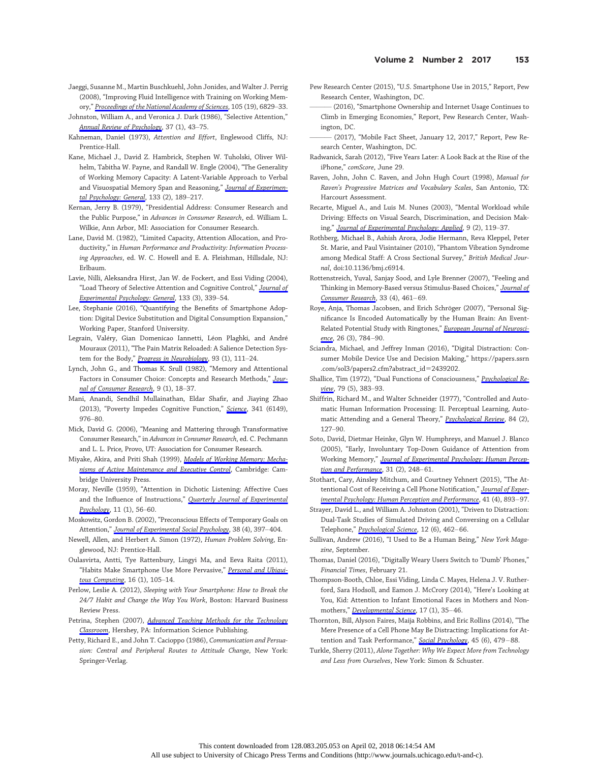Jaeggi, Susanne M., Martin Buschkuehl, John Jonides, and Walter J. Perrig (2008), "Improving Fluid Intelligence with Training on Working Memory," *Proceedings of the National Academy of Sciences*, 105 (19), 6829–33.

Johnston, William A., and Veronica J. Dark (1986), "Selective Attention," *Annual Review of Psychology*, 37 (1), 43–75.

Kahneman, Daniel (1973), *Attention and Effort*, Englewood Cliffs, NJ: Prentice-Hall.

Kane, Michael J., David Z. Hambrick, Stephen W. Tuholski, Oliver Wilhelm, Tabitha W. Payne, and Randall W. Engle (2004), "The Generality of Working Memory Capacity: A Latent-Variable Approach to Verbal and Visuospatial Memory Span and Reasoning," *Journal of Experimental Psychology: General*, 133 (2), 189–217.

Kernan, Jerry B. (1979), "Presidential Address: Consumer Research and the Public Purpose," in *Advances in Consumer Research*, ed. William L. Wilkie, Ann Arbor, MI: Association for Consumer Research.

Lane, David M. (1982), "Limited Capacity, Attention Allocation, and Productivity," in *Human Performance and Productivity: Information Processing Approaches*, ed. W. C. Howell and E. A. Fleishman, Hillsdale, NJ: Erlbaum.

Lavie, Nilli, Aleksandra Hirst, Jan W. de Fockert, and Essi Viding (2004), "Load Theory of Selective Attention and Cognitive Control," *Journal of Experimental Psychology: General*, 133 (3), 339–54.

Lee, Stephanie (2016), "Quantifying the Benefits of Smartphone Adoption: Digital Device Substitution and Digital Consumption Expansion," Working Paper, Stanford University.

Legrain, Valéry, Gian Domenicao Iannetti, Léon Plaghki, and André Mouraux (2011), "The Pain Matrix Reloaded: A Salience Detection System for the Body," *Progress in Neurobiology*, 93 (1), 111–24.

Lynch, John G., and Thomas K. Srull (1982), "Memory and Attentional Factors in Consumer Choice: Concepts and Research Methods," *Journal of Consumer Research*, 9 (1), 18–37.

Mani, Anandi, Sendhil Mullainathan, Eldar Shafir, and Jiaying Zhao (2013), "Poverty Impedes Cognitive Function," *Science*, 341 (6149), 976–80.

Mick, David G. (2006), "Meaning and Mattering through Transformative Consumer Research," in *Advances in Consumer Research*, ed. C. Pechmann and L. L. Price, Provo, UT: Association for Consumer Research.

Miyake, Akira, and Priti Shah (1999), *Models of Working Memory: Mechanisms of Active Maintenance and Executive Control*, Cambridge: Cambridge University Press.

Moray, Neville (1959), "Attention in Dichotic Listening: Affective Cues and the Influence of Instructions," *Quarterly Journal of Experimental Psychology*, 11 (1), 56–60.

Moskowitz, Gordon B. (2002), "Preconscious Effects of Temporary Goals on Attention," *Journal of Experimental Social Psychology*, 38 (4), 397–404.

Newell, Allen, and Herbert A. Simon (1972), *Human Problem Solving*, Englewood, NJ: Prentice-Hall.

Oulasvirta, Antti, Tye Rattenbury, Lingyi Ma, and Eeva Raita (2011), "Habits Make Smartphone Use More Pervasive," *Personal and Ubiquitous Computing*, 16 (1), 105–14.

Perlow, Leslie A. (2012), *Sleeping with Your Smartphone: How to Break the 24/7 Habit and Change the Way You Work*, Boston: Harvard Business Review Press.

Petrina, Stephen (2007), *Advanced Teaching Methods for the Technology Classroom*, Hershey, PA: Information Science Publishing.

Petty, Richard E., and John T. Cacioppo (1986), *Communication and Persuasion: Central and Peripheral Routes to Attitude Change*, New York: Springer-Verlag.

Pew Research Center (2015), "U.S. Smartphone Use in 2015," Report, Pew Research Center, Washington, DC.

——— (2016), "Smartphone Ownership and Internet Usage Continues to Climb in Emerging Economies," Report, Pew Research Center, Washington, DC.

——— (2017), "Mobile Fact Sheet, January 12, 2017," Report, Pew Research Center, Washington, DC.

Radwanick, Sarah (2012), "Five Years Later: A Look Back at the Rise of the iPhone," *comScore*, June 29.

Raven, John, John C. Raven, and John Hugh Court (1998), *Manual for Raven's Progressive Matrices and Vocabulary Scales*, San Antonio, TX: Harcourt Assessment.

Recarte, Miguel A., and Luis M. Nunes (2003), "Mental Workload while Driving: Effects on Visual Search, Discrimination, and Decision Making," *Journal of Experimental Psychology: Applied*, 9 (2), 119–37.

Rothberg, Michael B., Ashish Arora, Jodie Hermann, Reva Kleppel, Peter St. Marie, and Paul Visintainer (2010), "Phantom Vibration Syndrome among Medical Staff: A Cross Sectional Survey," *British Medical Journal*, doi:10.1136/bmj.c6914.

Rottenstreich, Yuval, Sanjay Sood, and Lyle Brenner (2007), "Feeling and Thinking in Memory-Based versus Stimulus-Based Choices," *Journal of Consumer Research*, 33 (4), 461–69.

Roye, Anja, Thomas Jacobsen, and Erich Schröger (2007), "Personal Significance Is Encoded Automatically by the Human Brain: An Event-Related Potential Study with Ringtones," *European Journal of Neuroscience*, 26 (3), 784–90.

Sciandra, Michael, and Jeffrey Inman (2016), "Digital Distraction: Consumer Mobile Device Use and Decision Making," https://papers.ssrn.com/sol3/papers2.cfm?abstract_id=2439202.

Shallice, Tim (1972), "Dual Functions of Consciousness," *Psychological Review*, 79 (5), 383–93.

Shiffrin, Richard M., and Walter Schneider (1977), "Controlled and Automatic Human Information Processing: II. Perceptual Learning, Automatic Attending and a General Theory," *Psychological Review*, 84 (2), 127–90.

Soto, David, Dietmar Heinke, Glyn W. Humphreys, and Manuel J. Blanco (2005), "Early, Involuntary Top-Down Guidance of Attention from Working Memory," *Journal of Experimental Psychology: Human Perception and Performance*, 31 (2), 248–61.

Stothart, Cary, Ainsley Mitchum, and Courtney Yehnert (2015), "The Attentional Cost of Receiving a Cell Phone Notification," *Journal of Experimental Psychology: Human Perception and Performance*, 41 (4), 893–97.

Strayer, David L., and William A. Johnston (2001), "Driven to Distraction: Dual-Task Studies of Simulated Driving and Conversing on a Cellular Telephone," *Psychological Science*, 12 (6), 462–66.

Sullivan, Andrew (2016), "I Used to Be a Human Being," *New York Magazine*, September.

Thomas, Daniel (2016), "Digitally Weary Users Switch to 'Dumb' Phones," *Financial Times*, February 21.

Thompson-Booth, Chloe, Essi Viding, Linda C. Mayes, Helena J. V. Rutherford, Sara Hodsoll, and Eamon J. McCrory (2014), "Here's Looking at You, Kid: Attention to Infant Emotional Faces in Mothers and Non-mothers," *Developmental Science*, 17 (1), 35–46.

Thornton, Bill, Alyson Faires, Maija Robbins, and Eric Rollins (2014), "The Mere Presence of a Cell Phone May Be Distracting: Implications for Attention and Task Performance," *Social Psychology*, 45 (6), 479–88.

Turkle, Sherry (2011), *Alone Together: Why We Expect More from Technology and Less from Ourselves*, New York: Simon & Schuster.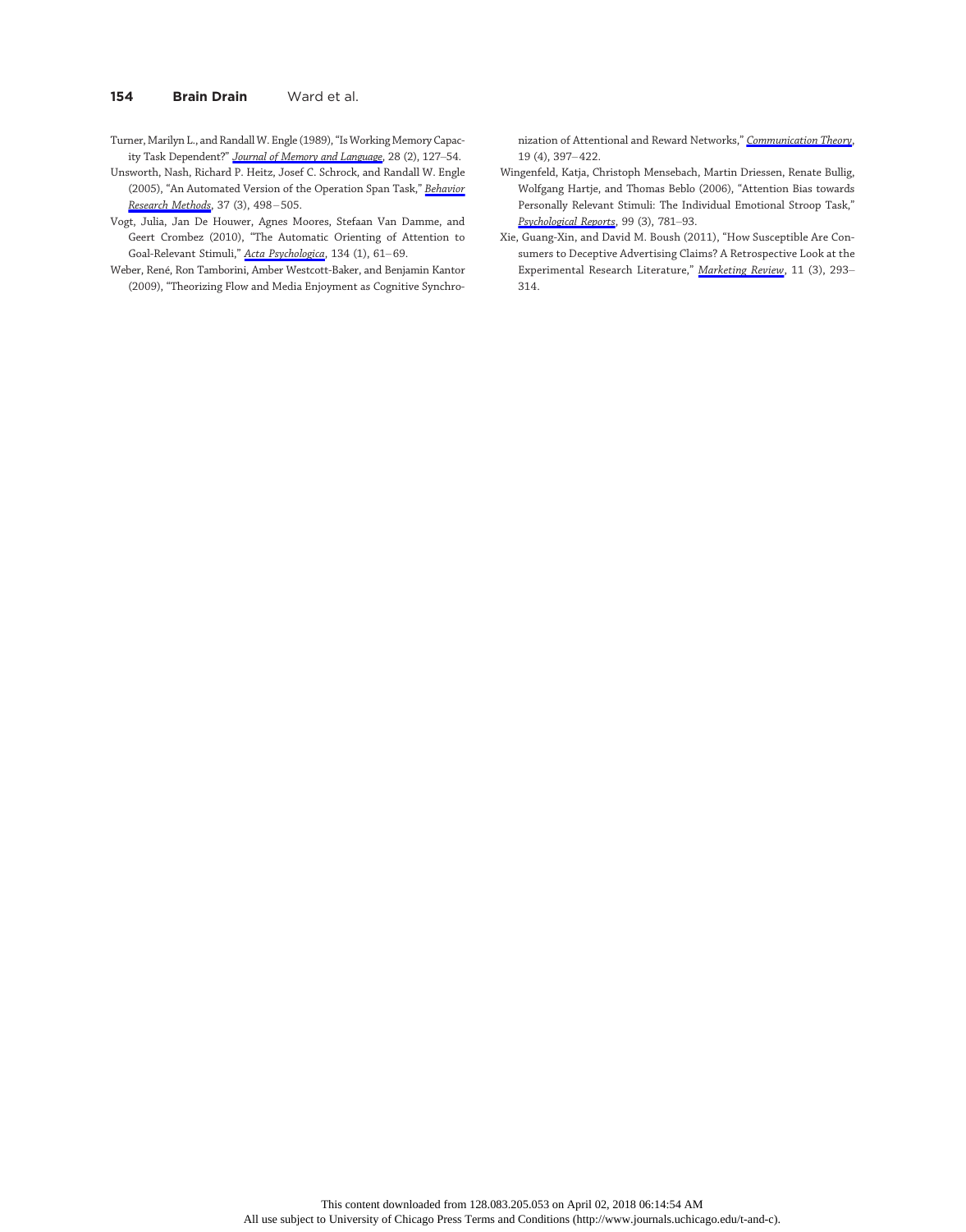Turner, Marilyn L., and Randall W. Engle (1989), "Is Working Memory Capacity Task Dependent?" *Journal of Memory and Language*, 28 (2), 127–54.

Unsworth, Nash, Richard P. Heitz, Josef C. Schrock, and Randall W. Engle (2005), "An Automated Version of the Operation Span Task," *Behavior Research Methods*, 37 (3), 498–505.

Vogt, Julia, Jan De Houwer, Agnes Moores, Stefaan Van Damme, and Geert Crombez (2010), "The Automatic Orienting of Attention to Goal-Relevant Stimuli," *Acta Psychologica*, 134 (1), 61–69.

Weber, René, Ron Tamborini, Amber Westcott-Baker, and Benjamin Kantor (2009), "Theorizing Flow and Media Enjoyment as Cognitive Synchronization of Attentional and Reward Networks," *Communication Theory*, 19 (4), 397–422.

Wingenfeld, Katja, Christoph Mensebach, Martin Driessen, Renate Bullig, Wolfgang Hartje, and Thomas Beblo (2006), "Attention Bias towards Personally Relevant Stimuli: The Individual Emotional Stroop Task," *Psychological Reports*, 99 (3), 781–93.

Xie, Guang-Xin, and David M. Boush (2011), "How Susceptible Are Consumers to Deceptive Advertising Claims? A Retrospective Look at the Experimental Research Literature," *Marketing Review*, 11 (3), 293–314.